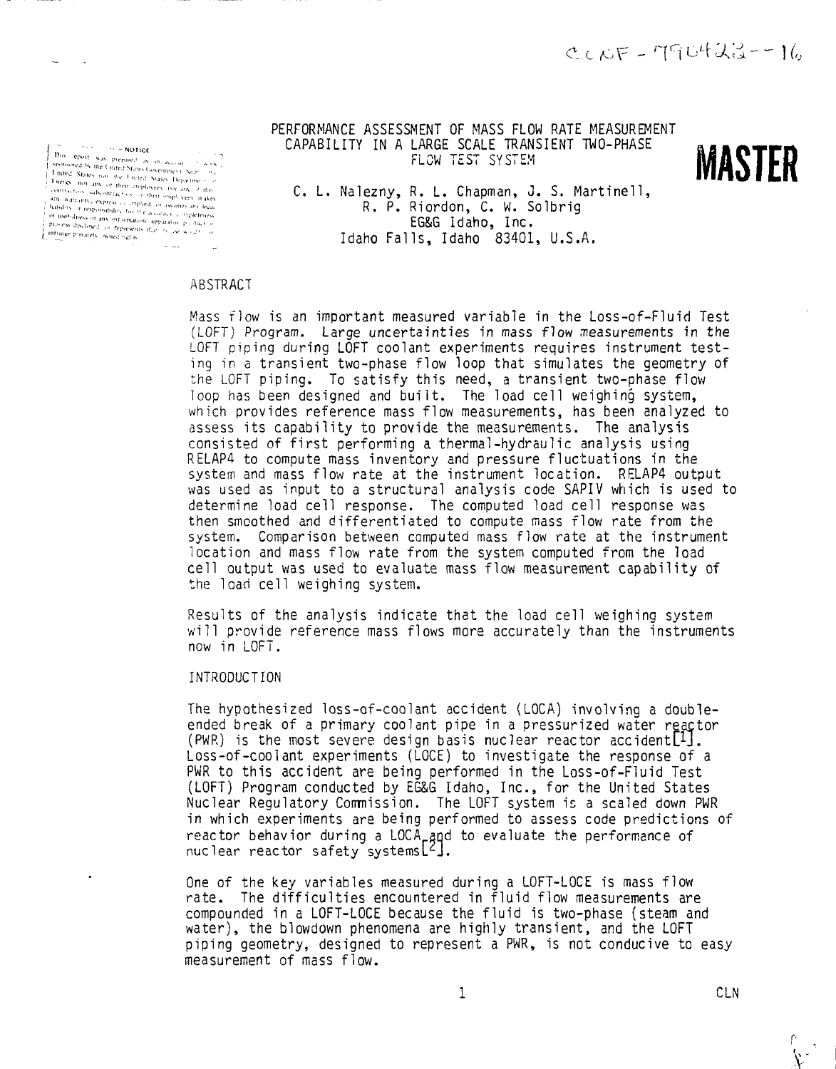CONF-790423--16

# PERFORMANCE ASSESSMENT OF MASS FLOW RATE MEASUREMENT CAPABILITY IN A LARGE SCALE TRANSIENT TWO-PHASE FLOW TEST SYSTEM

**MASTER**

C. L. Nalezny, R. L. Chapman, J. S. Martinell, R. P. Riordon, C. W. Solbrig
EG&G Idaho, Inc.
Idaho Falls, Idaho 83401, U.S.A.

NOTICE

This report was prepared as an account of work sponsored by the United States Government. Neither the United States nor the United States Department of Energy, nor any of their employees, nor any of their contractors, subcontractors, or their employees, makes any warranty, express or implied, or assumes any legal liability or responsibility for the accuracy, completeness or usefulness of any information, apparatus, product or process disclosed, or represents that its use would not infringe privately owned rights.

## ABSTRACT

Mass flow is an important measured variable in the Loss-of-Fluid Test (LOFT) Program. Large uncertainties in mass flow measurements in the LOFT piping during LOFT coolant experiments requires instrument testing in a transient two-phase flow loop that simulates the geometry of the LOFT piping. To satisfy this need, a transient two-phase flow loop has been designed and built. The load cell weighing system, which provides reference mass flow measurements, has been analyzed to assess its capability to provide the measurements. The analysis consisted of first performing a thermal-hydraulic analysis using RELAP4 to compute mass inventory and pressure fluctuations in the system and mass flow rate at the instrument location. RELAP4 output was used as input to a structural analysis code SAPIV which is used to determine load cell response. The computed load cell response was then smoothed and differentiated to compute mass flow rate from the system. Comparison between computed mass flow rate at the instrument location and mass flow rate from the system computed from the load cell output was used to evaluate mass flow measurement capability of the load cell weighing system.

Results of the analysis indicate that the load cell weighing system will provide reference mass flows more accurately than the instruments now in LOFT.

## INTRODUCTION

The hypothesized loss-of-coolant accident (LOCA) involving a double-ended break of a primary coolant pipe in a pressurized water reactor (PWR) is the most severe design basis nuclear reactor accident[1]. Loss-of-coolant experiments (LOCE) to investigate the response of a PWR to this accident are being performed in the Loss-of-Fluid Test (LOFT) Program conducted by EG&G Idaho, Inc., for the United States Nuclear Regulatory Commission. The LOFT system is a scaled down PWR in which experiments are being performed to assess code predictions of reactor behavior during a LOCA and to evaluate the performance of nuclear reactor safety systems[2].

One of the key variables measured during a LOFT-LOCE is mass flow rate. The difficulties encountered in fluid flow measurements are compounded in a LOFT-LOCE because the fluid is two-phase (steam and water), the blowdown phenomena are highly transient, and the LOFT piping geometry, designed to represent a PWR, is not conducive to easy measurement of mass flow.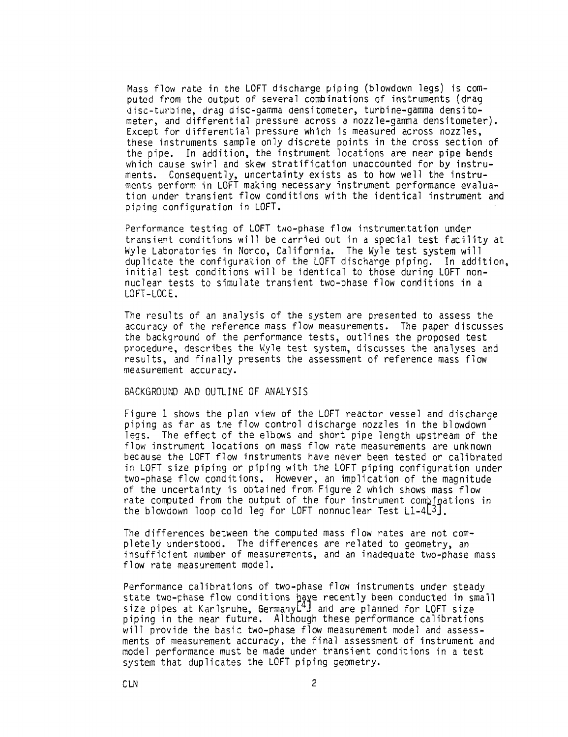Mass flow rate in the LOFT discharge piping (blowdown legs) is computed from the output of several combinations of instruments (drag disc-turbine, drag disc-gamma densitometer, turbine-gamma densitometer, and differential pressure across a nozzle-gamma densitometer). Except for differential pressure which is measured across nozzles, these instruments sample only discrete points in the cross section of the pipe. In addition, the instrument locations are near pipe bends which cause swirl and skew stratification unaccounted for by instruments. Consequently, uncertainty exists as to how well the instruments perform in LOFT making necessary instrument performance evaluation under transient flow conditions with the identical instrument and piping configuration in LOFT.

Performance testing of LOFT two-phase flow instrumentation under transient conditions will be carried out in a special test facility at Wyle Laboratories in Norco, California. The Wyle test system will duplicate the configuration of the LOFT discharge piping. In addition, initial test conditions will be identical to those during LOFT nonnuclear tests to simulate transient two-phase flow conditions in a LOFT-LOCE.

The results of an analysis of the system are presented to assess the accuracy of the reference mass flow measurements. The paper discusses the background of the performance tests, outlines the proposed test procedure, describes the Wyle test system, discusses the analyses and results, and finally presents the assessment of reference mass flow measurement accuracy.

## BACKGROUND AND OUTLINE OF ANALYSIS

Figure 1 shows the plan view of the LOFT reactor vessel and discharge piping as far as the flow control discharge nozzles in the blowdown legs. The effect of the elbows and short pipe length upstream of the flow instrument locations on mass flow rate measurements are unknown because the LOFT flow instruments have never been tested or calibrated in LOFT size piping or piping with the LOFT piping configuration under two-phase flow conditions. However, an implication of the magnitude of the uncertainty is obtained from Figure 2 which shows mass flow rate computed from the output of the four instrument combinations in the blowdown loop cold leg for LOFT nonnuclear Test L1-4[3].

The differences between the computed mass flow rates are not completely understood. The differences are related to geometry, an insufficient number of measurements, and an inadequate two-phase mass flow rate measurement model.

Performance calibrations of two-phase flow instruments under steady state two-phase flow conditions have recently been conducted in small size pipes at Karlsruhe, Germany[4] and are planned for LOFT size piping in the near future. Although these performance calibrations will provide the basic two-phase flow measurement model and assessments of measurement accuracy, the final assessment of instrument and model performance must be made under transient conditions in a test system that duplicates the LOFT piping geometry.

CLN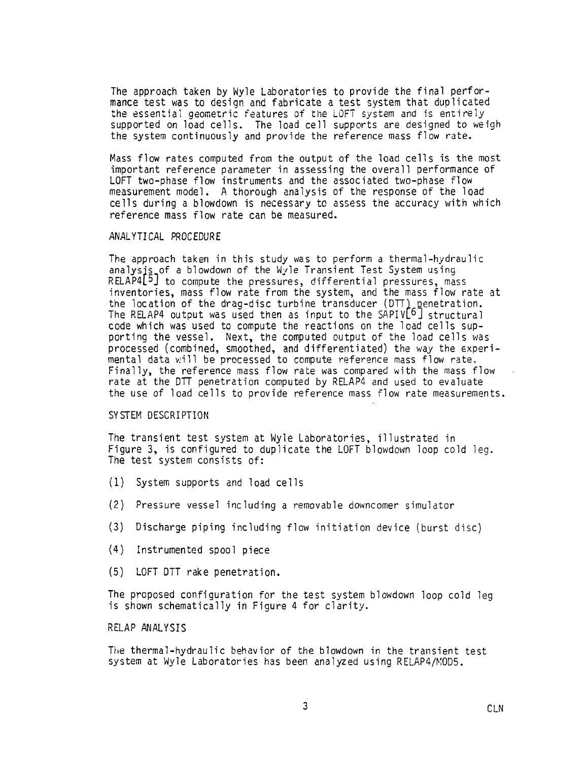The approach taken by Wyle Laboratories to provide the final performance test was to design and fabricate a test system that duplicated the essential geometric features of the LOFT system and is entirely supported on load cells. The load cell supports are designed to weigh the system continuously and provide the reference mass flow rate.

Mass flow rates computed from the output of the load cells is the most important reference parameter in assessing the overall performance of LOFT two-phase flow instruments and the associated two-phase flow measurement model. A thorough analysis of the response of the load cells during a blowdown is necessary to assess the accuracy with which reference mass flow rate can be measured.

## ANALYTICAL PROCEDURE

The approach taken in this study was to perform a thermal-hydraulic analysis of a blowdown of the Wyle Transient Test System using RELAP4[5] to compute the pressures, differential pressures, mass inventories, mass flow rate from the system, and the mass flow rate at the location of the drag-disc turbine transducer (DTT) penetration. The RELAP4 output was used then as input to the SAPIV[6] structural code which was used to compute the reactions on the load cells supporting the vessel. Next, the computed output of the load cells was processed (combined, smoothed, and differentiated) the way the experimental data will be processed to compute reference mass flow rate. Finally, the reference mass flow rate was compared with the mass flow rate at the DTT penetration computed by RELAP4 and used to evaluate the use of load cells to provide reference mass flow rate measurements.

## SYSTEM DESCRIPTION

The transient test system at Wyle Laboratories, illustrated in Figure 3, is configured to duplicate the LOFT blowdown loop cold leg. The test system consists of:

(1) System supports and load cells

(2) Pressure vessel including a removable downcomer simulator

(3) Discharge piping including flow initiation device (burst disc)

(4) Instrumented spool piece

(5) LOFT DTT rake penetration.

The proposed configuration for the test system blowdown loop cold leg is shown schematically in Figure 4 for clarity.

## RELAP ANALYSIS

The thermal-hydraulic behavior of the blowdown in the transient test system at Wyle Laboratories has been analyzed using RELAP4/MOD5.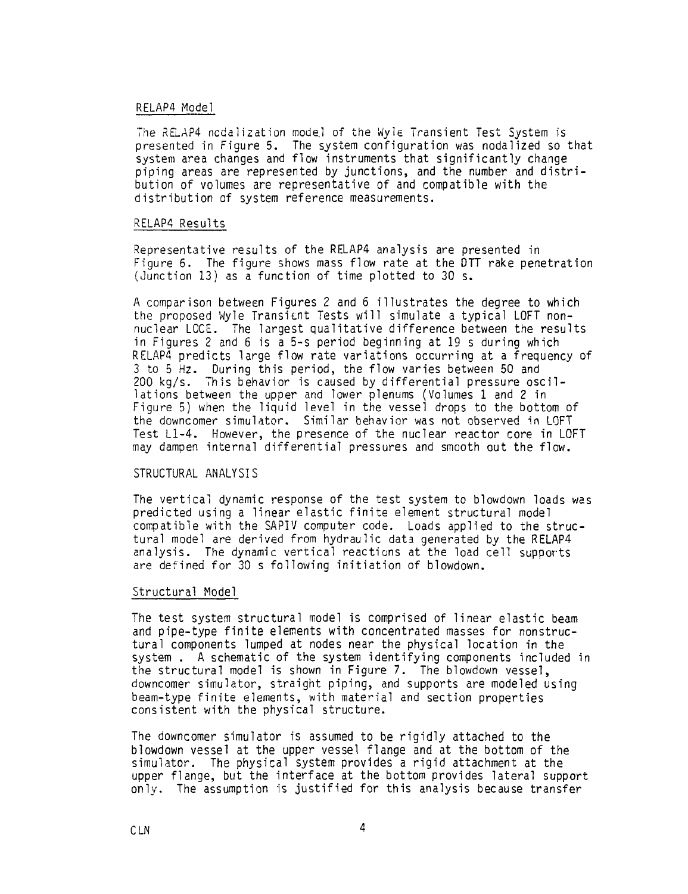### RELAP4 Model

The RELAP4 nodalization model of the Wyle Transient Test System is presented in Figure 5. The system configuration was nodalized so that system area changes and flow instruments that significantly change piping areas are represented by junctions, and the number and distribution of volumes are representative of and compatible with the distribution of system reference measurements.

### RELAP4 Results

Representative results of the RELAP4 analysis are presented in Figure 6. The figure shows mass flow rate at the DTT rake penetration (Junction 13) as a function of time plotted to 30 s.

A comparison between Figures 2 and 6 illustrates the degree to which the proposed Wyle Transient Tests will simulate a typical LOFT nonnuclear LOCE. The largest qualitative difference between the results in Figures 2 and 6 is a 5-s period beginning at 19 s during which RELAP4 predicts large flow rate variations occurring at a frequency of 3 to 5 Hz. During this period, the flow varies between 50 and 200 kg/s. This behavior is caused by differential pressure oscillations between the upper and lower plenums (Volumes 1 and 2 in Figure 5) when the liquid level in the vessel drops to the bottom of the downcomer simulator. Similar behavior was not observed in LOFT Test L1-4. However, the presence of the nuclear reactor core in LOFT may dampen internal differential pressures and smooth out the flow.

## STRUCTURAL ANALYSIS

The vertical dynamic response of the test system to blowdown loads was predicted using a linear elastic finite element structural model compatible with the SAPIV computer code. Loads applied to the structural model are derived from hydraulic data generated by the RELAP4 analysis. The dynamic vertical reactions at the load cell supports are defined for 30 s following initiation of blowdown.

### Structural Model

The test system structural model is comprised of linear elastic beam and pipe-type finite elements with concentrated masses for nonstructural components lumped at nodes near the physical location in the system . A schematic of the system identifying components included in the structural model is shown in Figure 7. The blowdown vessel, downcomer simulator, straight piping, and supports are modeled using beam-type finite elements, with material and section properties consistent with the physical structure.

The downcomer simulator is assumed to be rigidly attached to the blowdown vessel at the upper vessel flange and at the bottom of the simulator. The physical system provides a rigid attachment at the upper flange, but the interface at the bottom provides lateral support only. The assumption is justified for this analysis because transfer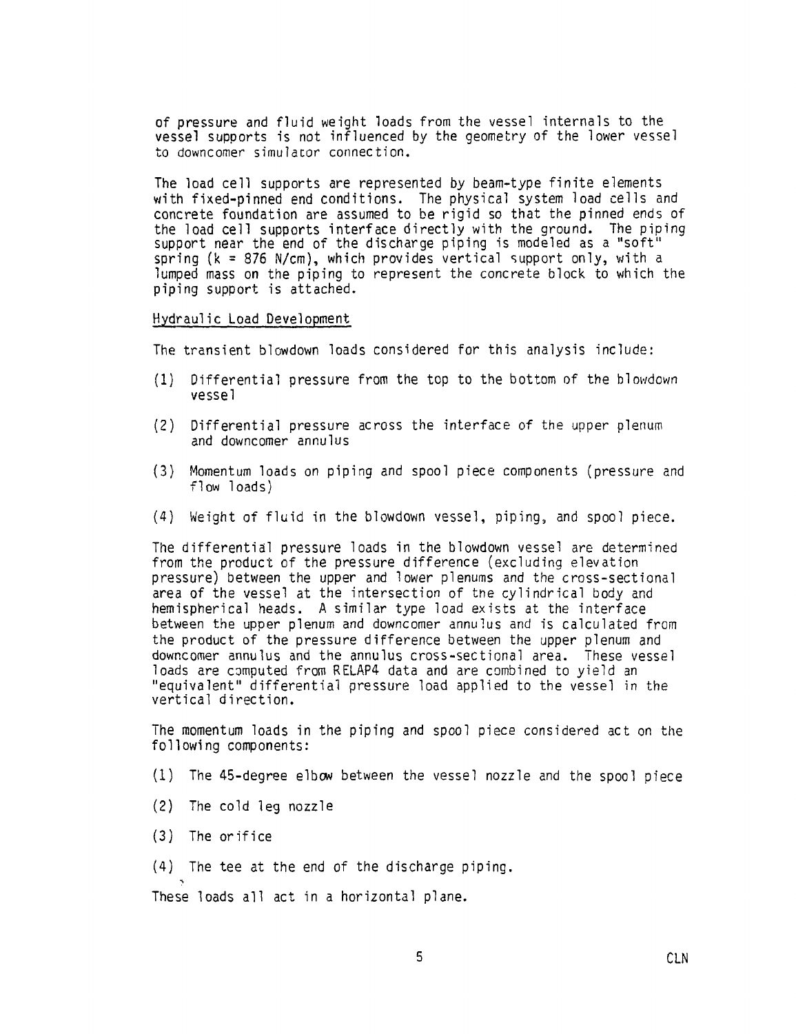of pressure and fluid weight loads from the vessel internals to the vessel supports is not influenced by the geometry of the lower vessel to downcomer simulator connection.

The load cell supports are represented by beam-type finite elements with fixed-pinned end conditions. The physical system load cells and concrete foundation are assumed to be rigid so that the pinned ends of the load cell supports interface directly with the ground. The piping support near the end of the discharge piping is modeled as a "soft" spring (k = 876 N/cm), which provides vertical support only, with a lumped mass on the piping to represent the concrete block to which the piping support is attached.

## Hydraulic Load Development

The transient blowdown loads considered for this analysis include:

(1) Differential pressure from the top to the bottom of the blowdown vessel

(2) Differential pressure across the interface of the upper plenum and downcomer annulus

(3) Momentum loads on piping and spool piece components (pressure and flow loads)

(4) Weight of fluid in the blowdown vessel, piping, and spool piece.

The differential pressure loads in the blowdown vessel are determined from the product of the pressure difference (excluding elevation pressure) between the upper and lower plenums and the cross-sectional area of the vessel at the intersection of the cylindrical body and hemispherical heads. A similar type load exists at the interface between the upper plenum and downcomer annulus and is calculated from the product of the pressure difference between the upper plenum and downcomer annulus and the annulus cross-sectional area. These vessel loads are computed from RELAP4 data and are combined to yield an "equivalent" differential pressure load applied to the vessel in the vertical direction.

The momentum loads in the piping and spool piece considered act on the following components:

(1) The 45-degree elbow between the vessel nozzle and the spool piece

(2) The cold leg nozzle

(3) The orifice

(4) The tee at the end of the discharge piping.

These loads all act in a horizontal plane.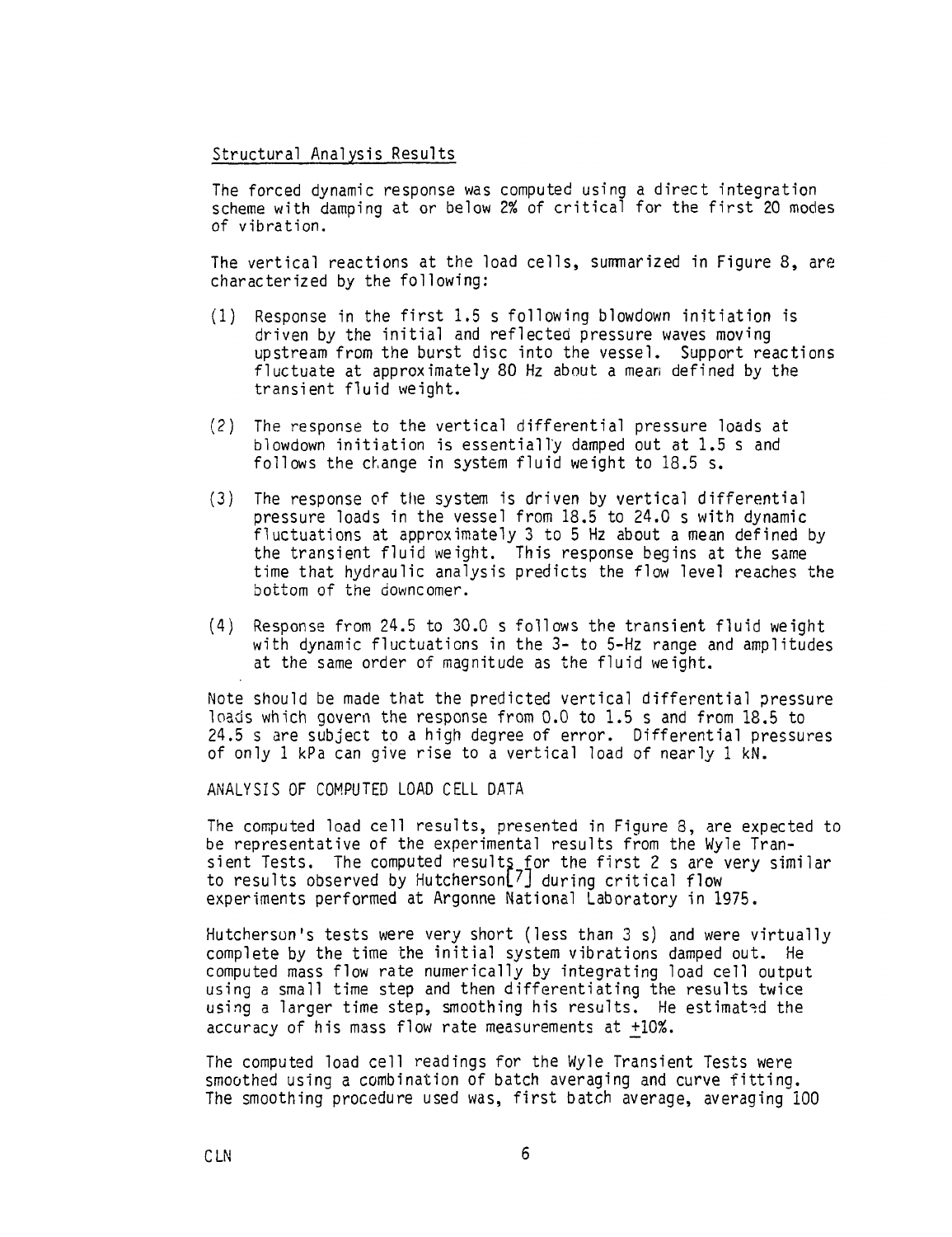## Structural Analysis Results

The forced dynamic response was computed using a direct integration scheme with damping at or below 2% of critical for the first 20 modes of vibration.

The vertical reactions at the load cells, summarized in Figure 8, are characterized by the following:

(1) Response in the first 1.5 s following blowdown initiation is driven by the initial and reflected pressure waves moving upstream from the burst disc into the vessel. Support reactions fluctuate at approximately 80 Hz about a mean defined by the transient fluid weight.

(2) The response to the vertical differential pressure loads at blowdown initiation is essentially damped out at 1.5 s and follows the change in system fluid weight to 18.5 s.

(3) The response of the system is driven by vertical differential pressure loads in the vessel from 18.5 to 24.0 s with dynamic fluctuations at approximately 3 to 5 Hz about a mean defined by the transient fluid weight. This response begins at the same time that hydraulic analysis predicts the flow level reaches the bottom of the downcomer.

(4) Response from 24.5 to 30.0 s follows the transient fluid weight with dynamic fluctuations in the 3- to 5-Hz range and amplitudes at the same order of magnitude as the fluid weight.

Note should be made that the predicted vertical differential pressure loads which govern the response from 0.0 to 1.5 s and from 18.5 to 24.5 s are subject to a high degree of error. Differential pressures of only 1 kPa can give rise to a vertical load of nearly 1 kN.

## ANALYSIS OF COMPUTED LOAD CELL DATA

The computed load cell results, presented in Figure 8, are expected to be representative of the experimental results from the Wyle Transient Tests. The computed results for the first 2 s are very similar to results observed by Hutcherson[7] during critical flow experiments performed at Argonne National Laboratory in 1975.

Hutcherson's tests were very short (less than 3 s) and were virtually complete by the time the initial system vibrations damped out. He computed mass flow rate numerically by integrating load cell output using a small time step and then differentiating the results twice using a larger time step, smoothing his results. He estimated the accuracy of his mass flow rate measurements at ±10%.

The computed load cell readings for the Wyle Transient Tests were smoothed using a combination of batch averaging and curve fitting. The smoothing procedure used was, first batch average, averaging 100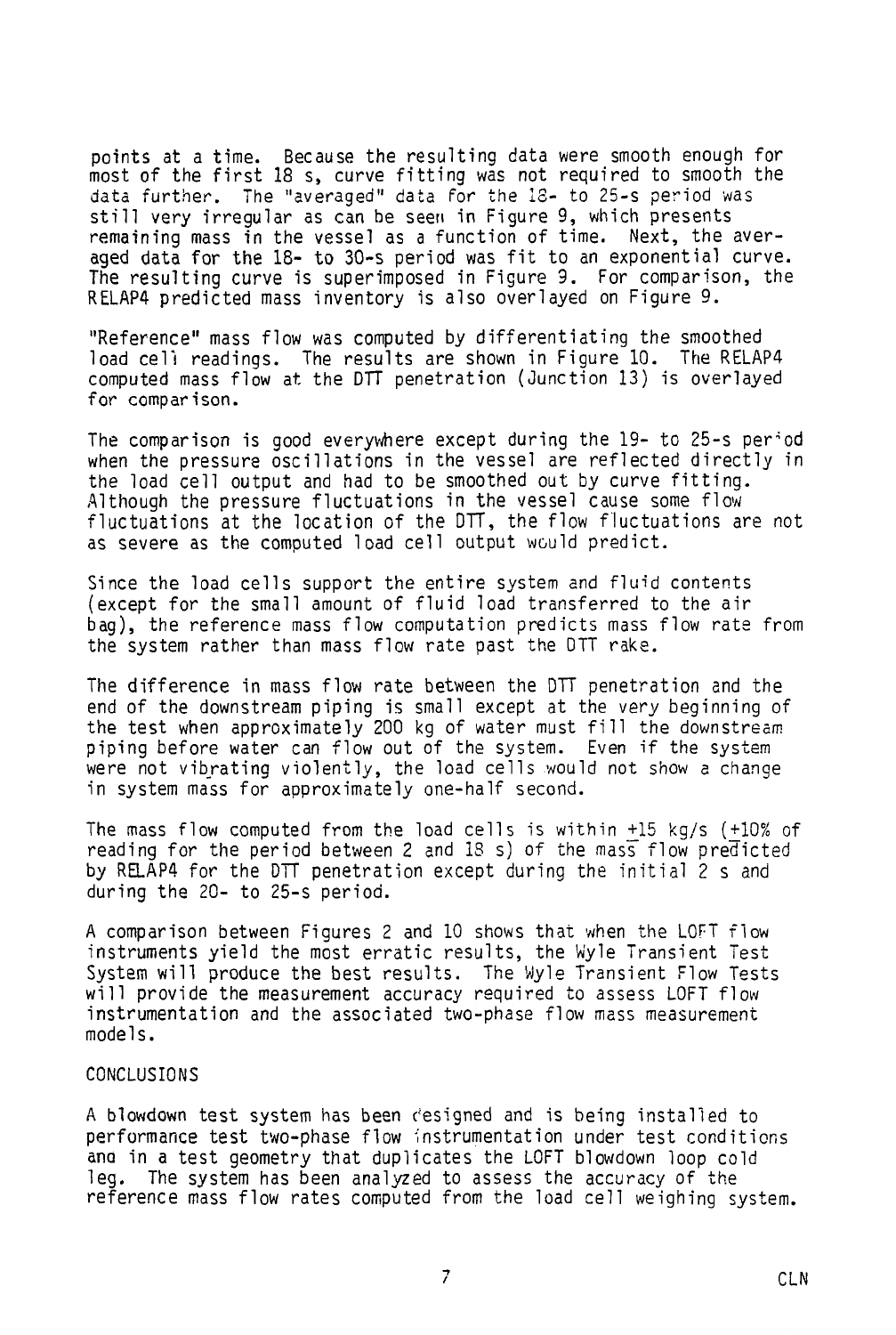points at a time. Because the resulting data were smooth enough for most of the first 18 s, curve fitting was not required to smooth the data further. The "averaged" data for the 18- to 25-s period was still very irregular as can be seen in Figure 9, which presents remaining mass in the vessel as a function of time. Next, the averaged data for the 18- to 30-s period was fit to an exponential curve. The resulting curve is superimposed in Figure 9. For comparison, the RELAP4 predicted mass inventory is also overlayed on Figure 9.

"Reference" mass flow was computed by differentiating the smoothed load cell readings. The results are shown in Figure 10. The RELAP4 computed mass flow at the DTT penetration (Junction 13) is overlayed for comparison.

The comparison is good everywhere except during the 19- to 25-s period when the pressure oscillations in the vessel are reflected directly in the load cell output and had to be smoothed out by curve fitting. Although the pressure fluctuations in the vessel cause some flow fluctuations at the location of the DTT, the flow fluctuations are not as severe as the computed load cell output would predict.

Since the load cells support the entire system and fluid contents (except for the small amount of fluid load transferred to the air bag), the reference mass flow computation predicts mass flow rate from the system rather than mass flow rate past the DTT rake.

The difference in mass flow rate between the DTT penetration and the end of the downstream piping is small except at the very beginning of the test when approximately 200 kg of water must fill the downstream piping before water can flow out of the system. Even if the system were not vibrating violently, the load cells would not show a change in system mass for approximately one-half second.

The mass flow computed from the load cells is within $\pm 15$ kg/s ($\pm 10\%$ of reading for the period between 2 and 18 s) of the mass flow predicted by RELAP4 for the DTT penetration except during the initial 2 s and during the 20- to 25-s period.

A comparison between Figures 2 and 10 shows that when the LOFT flow instruments yield the most erratic results, the Wyle Transient Test System will produce the best results. The Wyle Transient Flow Tests will provide the measurement accuracy required to assess LOFT flow instrumentation and the associated two-phase flow mass measurement models.

## CONCLUSIONS

A blowdown test system has been designed and is being installed to performance test two-phase flow instrumentation under test conditions and in a test geometry that duplicates the LOFT blowdown loop cold leg. The system has been analyzed to assess the accuracy of the reference mass flow rates computed from the load cell weighing system.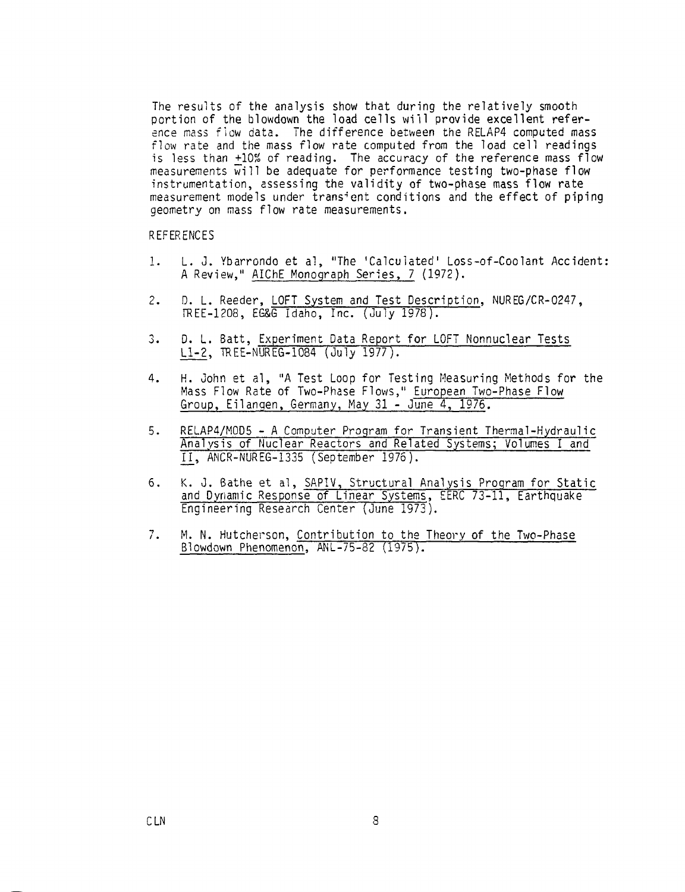The results of the analysis show that during the relatively smooth portion of the blowdown the load cells will provide excellent reference mass flow data. The difference between the RELAP4 computed mass flow rate and the mass flow rate computed from the load cell readings is less than ±10% of reading. The accuracy of the reference mass flow measurements will be adequate for performance testing two-phase flow instrumentation, assessing the validity of two-phase mass flow rate measurement models under transient conditions and the effect of piping geometry on mass flow rate measurements.

REFERENCES

1. L. J. Ybarrondo et al, "The 'Calculated' Loss-of-Coolant Accident: A Review," AIChE Monograph Series, 7 (1972).

2. D. L. Reeder, LOFT System and Test Description, NUREG/CR-0247, TREE-1208, EG&G Idaho, Inc. (July 1978).

3. D. L. Batt, Experiment Data Report for LOFT Nonnuclear Tests L1-2, TREE-NUREG-1084 (July 1977).

4. H. John et al, "A Test Loop for Testing Measuring Methods for the Mass Flow Rate of Two-Phase Flows," European Two-Phase Flow Group, Eilangen, Germany, May 31 - June 4, 1976.

5. RELAP4/MOD5 - A Computer Program for Transient Thermal-Hydraulic Analysis of Nuclear Reactors and Related Systems; Volumes I and II, ANCR-NUREG-1335 (September 1976).

6. K. J. Bathe et al, SAPIV, Structural Analysis Program for Static and Dynamic Response of Linear Systems, EERC 73-11, Earthquake Engineering Research Center (June 1973).

7. M. N. Hutcherson, Contribution to the Theory of the Two-Phase Blowdown Phenomenon, ANL-75-82 (1975).

CLN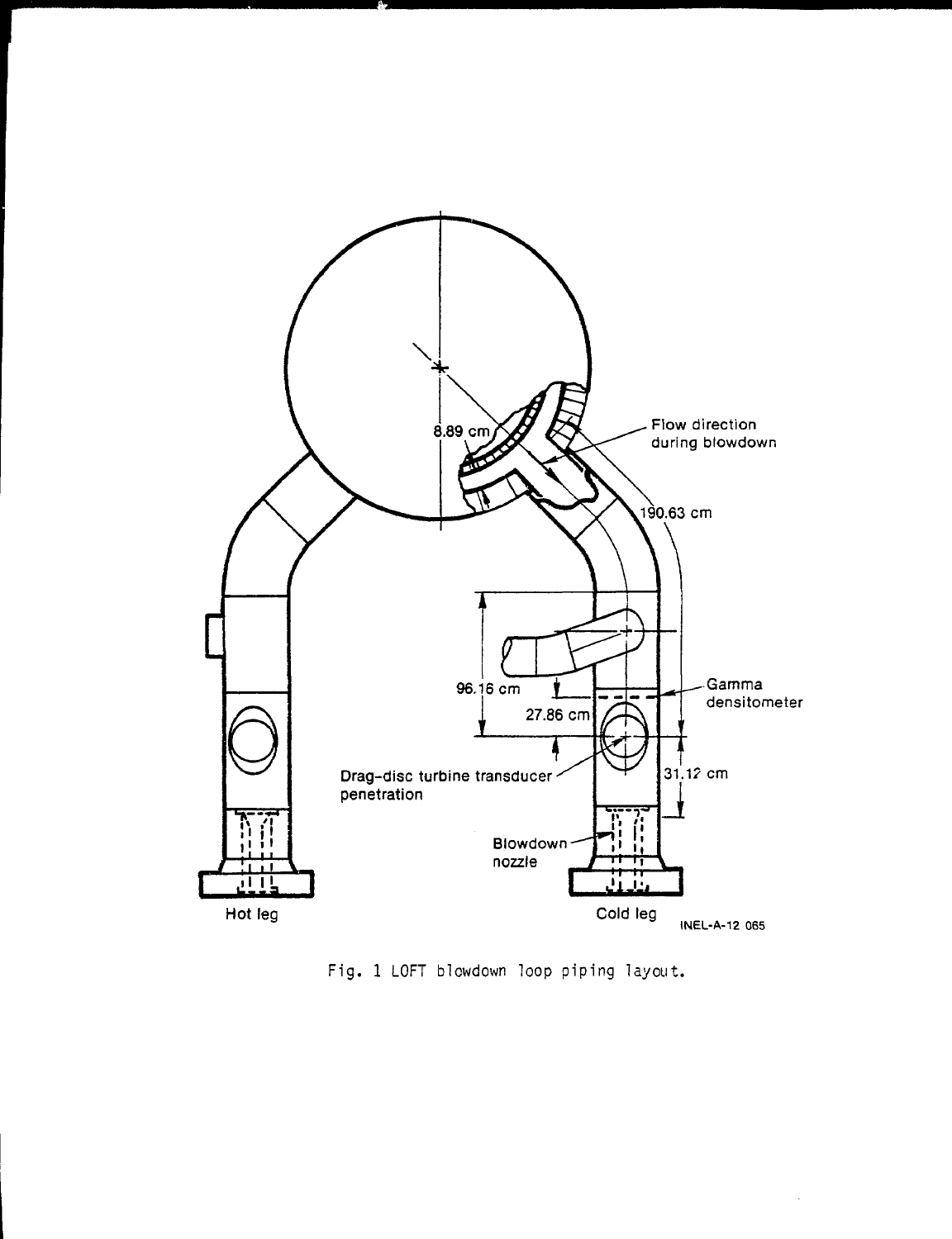Fig. 1 LOFT blowdown loop piping layout.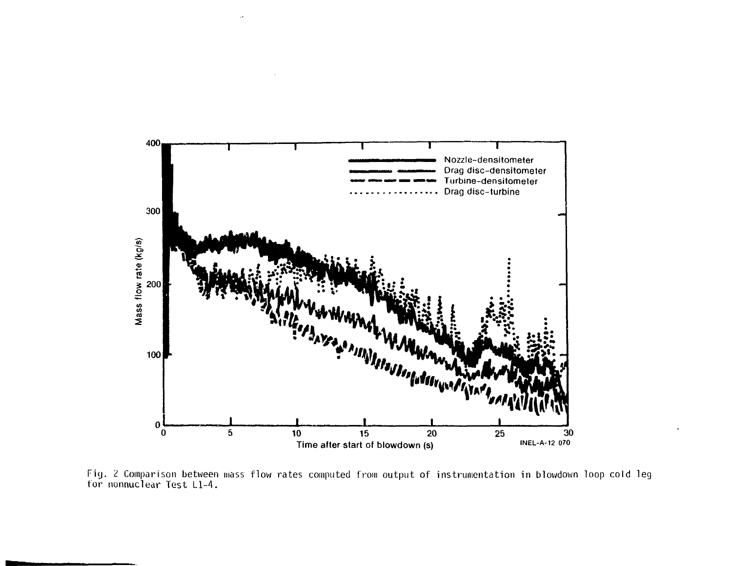Fig. 2 Comparison between mass flow rates computed from output of instrumentation in blowdown loop cold leg for nonnuclear Test L1-4.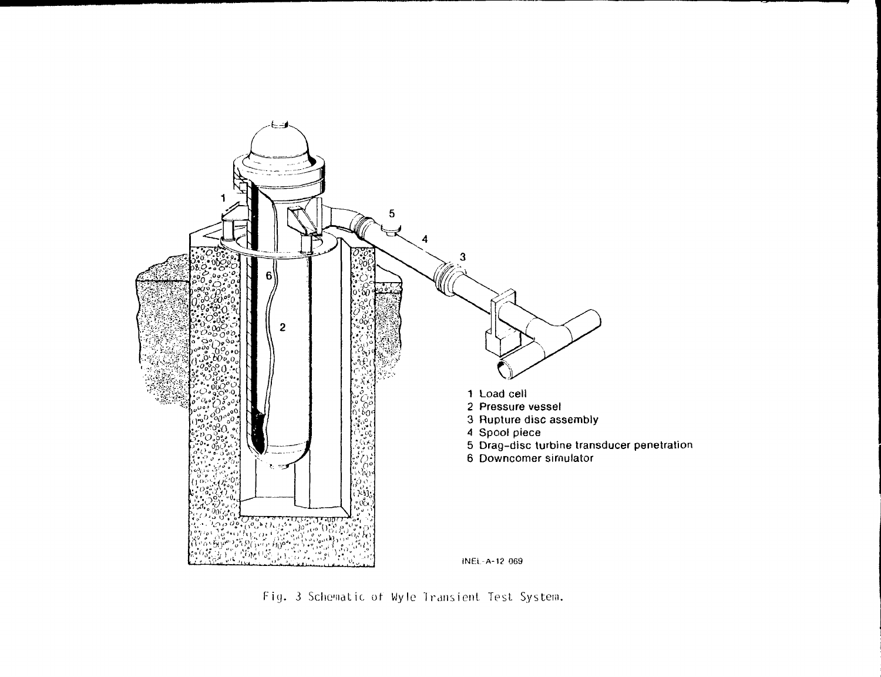1 Load cell
2 Pressure vessel
3 Rupture disc assembly
4 Spool piece
5 Drag-disc turbine transducer penetration
6 Downcomer simulator

INEL-A-12 069

Fig. 3 Schematic of Wyle Transient Test System.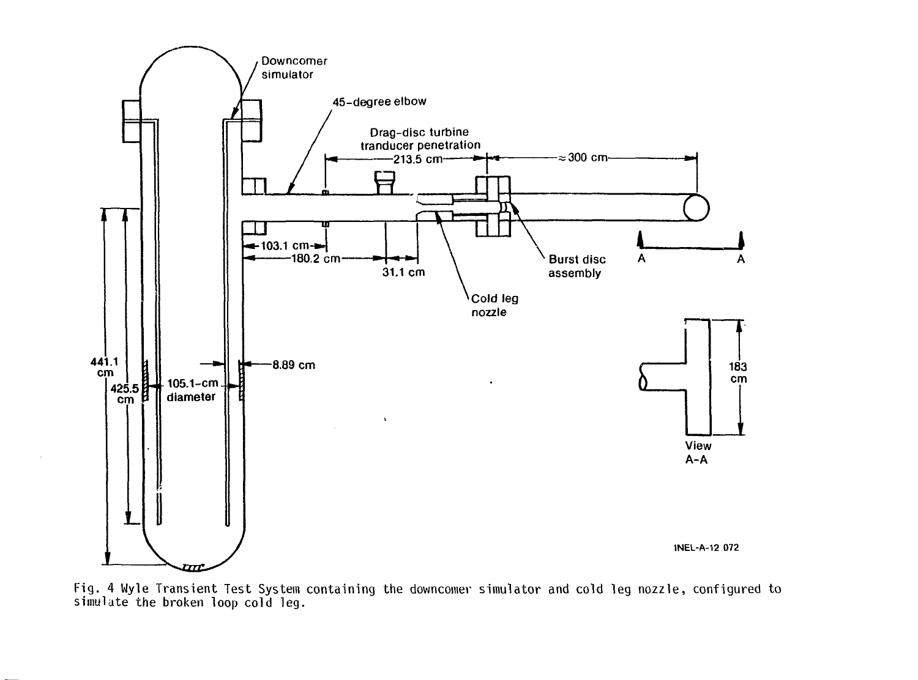Fig. 4 Wyle Transient Test System containing the downcomer simulator and cold leg nozzle, configured to simulate the broken loop cold leg.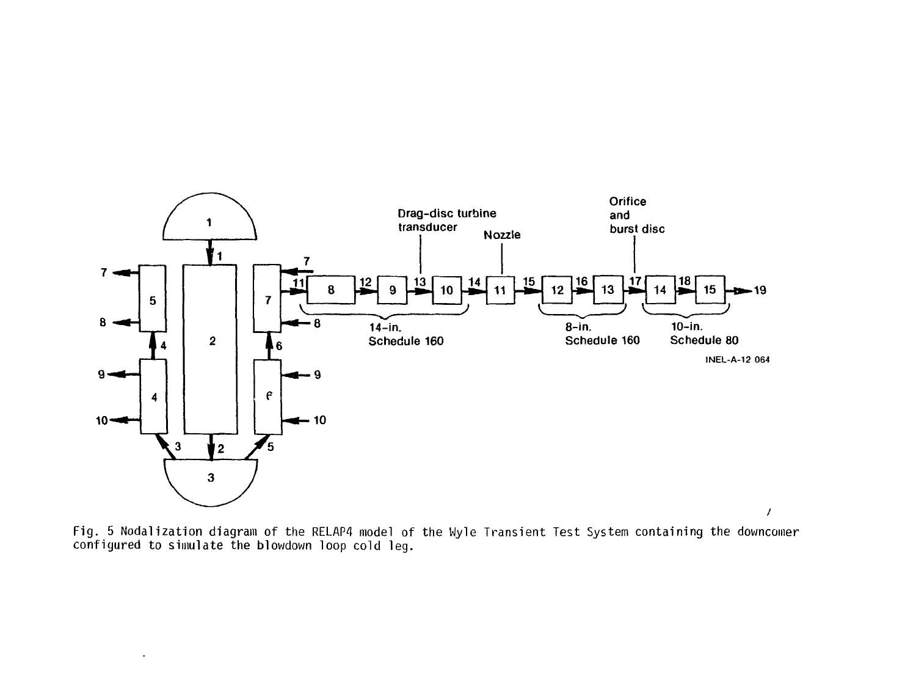Fig. 5 Nodalization diagram of the RELAP4 model of the Wyle Transient Test System containing the downcomer configured to simulate the blowdown loop cold leg.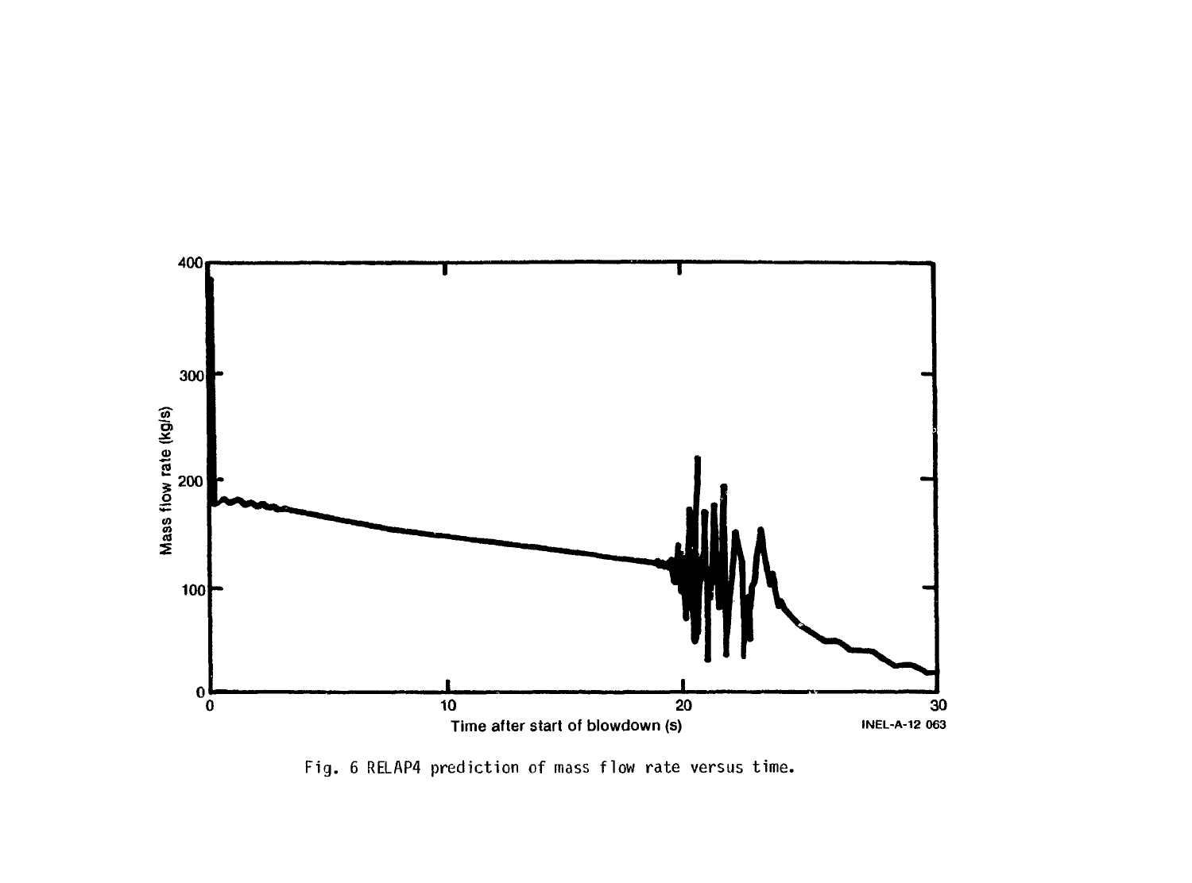Fig. 6 RELAP4 prediction of mass flow rate versus time.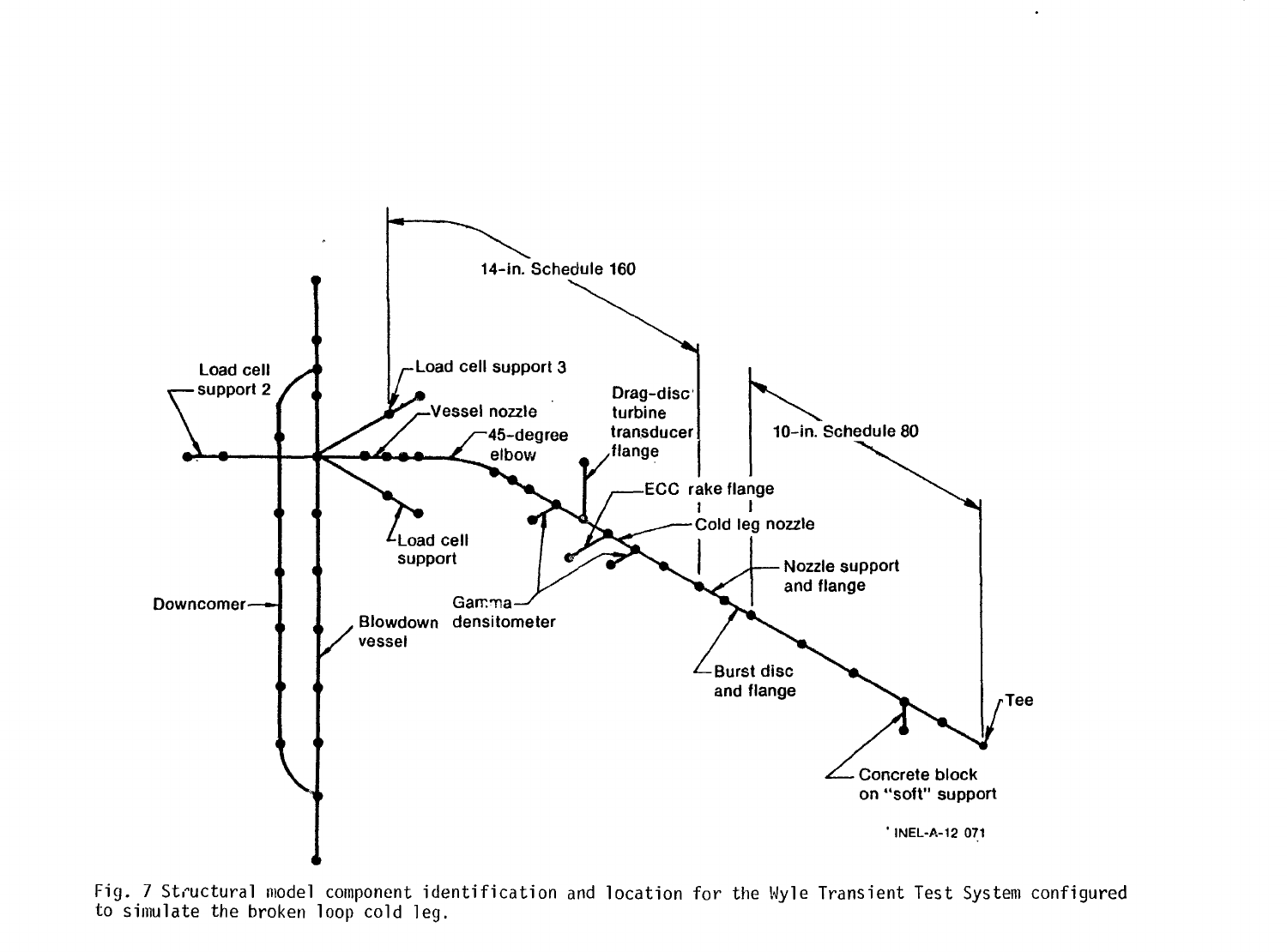Fig. 7 Structural model component identification and location for the Wyle Transient Test System configured to simulate the broken loop cold leg.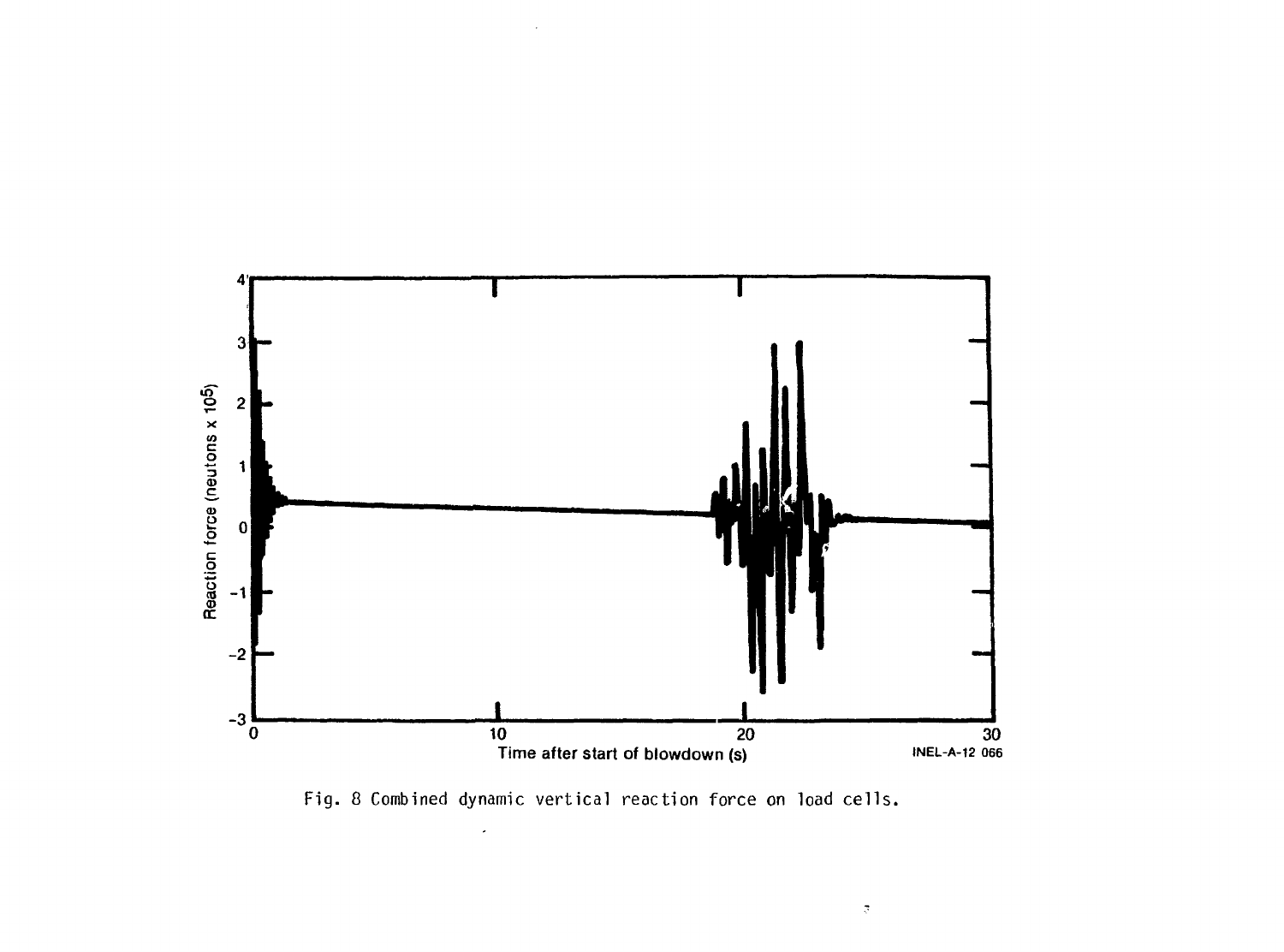Fig. 8 Combined dynamic vertical reaction force on load cells.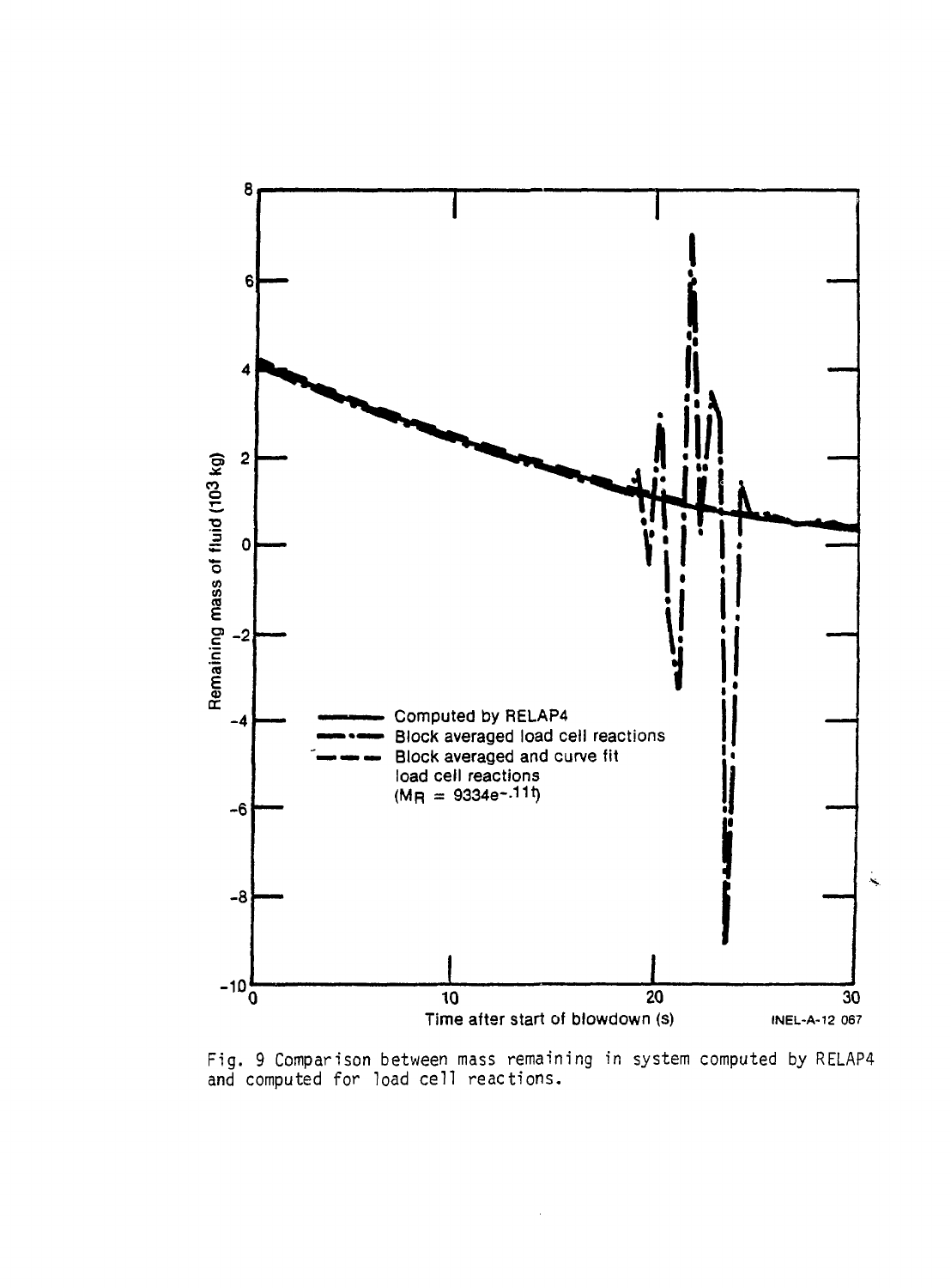Fig. 9 Comparison between mass remaining in system computed by RELAP4 and computed for load cell reactions.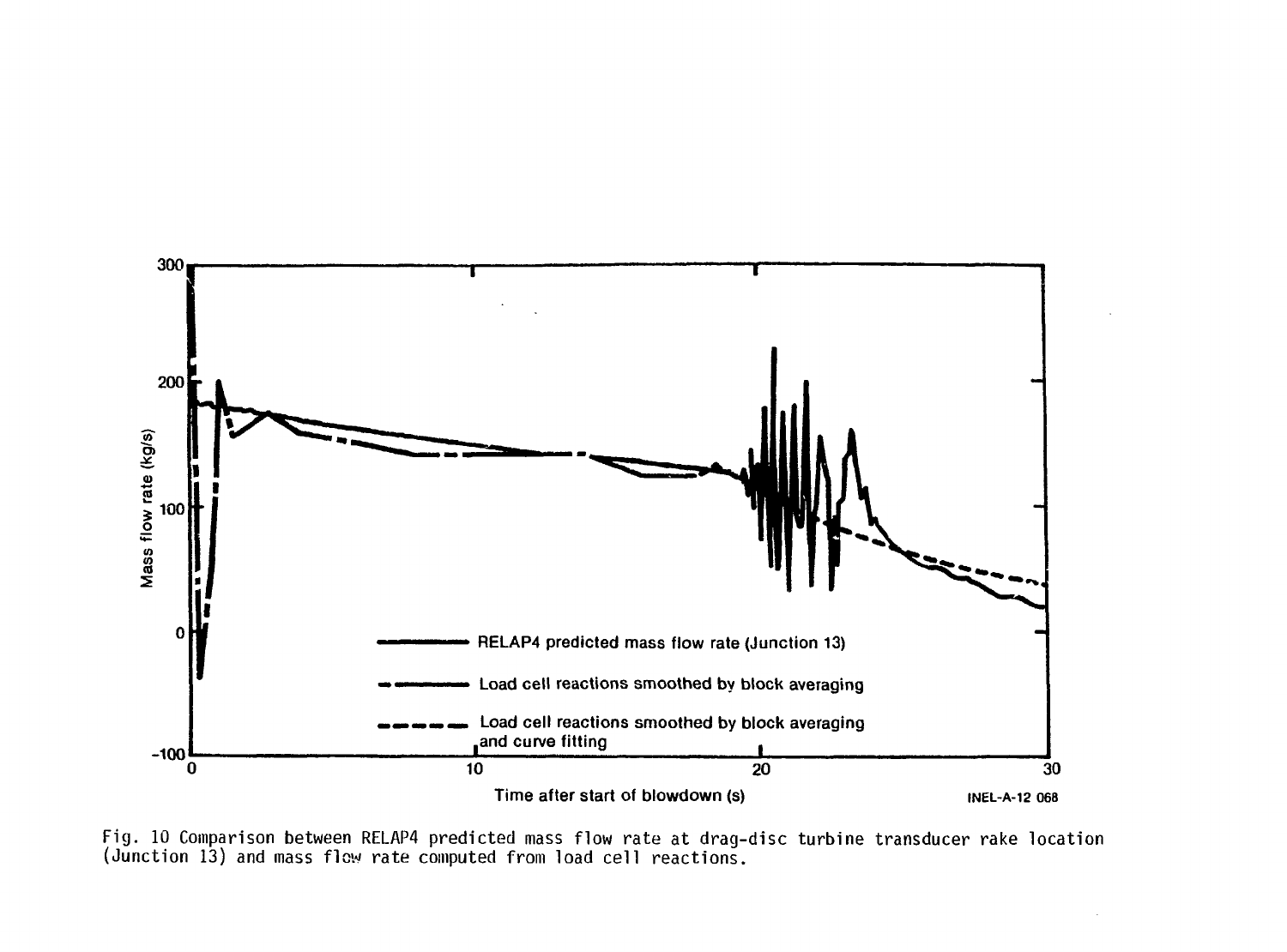300

200

100

0

-100

Mass flow rate (kg/s)

0

10

20

30

Time after start of blowdown (s)

RELAP4 predicted mass flow rate (Junction 13)

Load cell reactions smoothed by block averaging

Load cell reactions smoothed by block averaging and curve fitting

INEL-A-12 068

Fig. 10 Comparison between RELAP4 predicted mass flow rate at drag-disc turbine transducer rake location (Junction 13) and mass flow rate computed from load cell reactions.